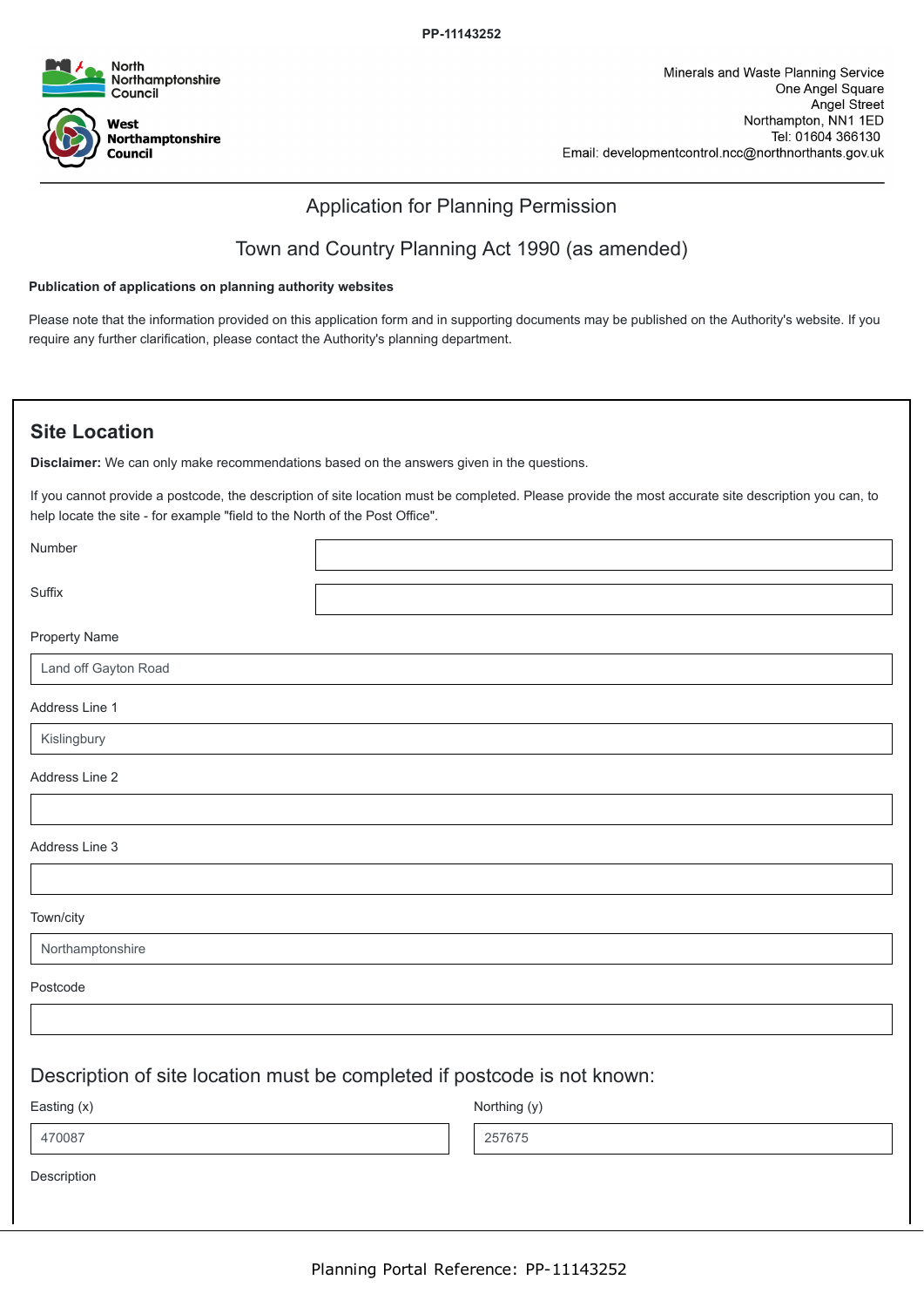PP-11143252

North Northamptonshire Council

West Northamptonshire Council

Minerals and Waste Planning Service
One Angel Square
Angel Street
Northampton, NN1 1ED
Tel: 01604 366130
Email: developmentcontrol.ncc@northnorthants.gov.uk

# Application for Planning Permission

## Town and Country Planning Act 1990 (as amended)

**Publication of applications on planning authority websites**

Please note that the information provided on this application form and in supporting documents may be published on the Authority's website. If you require any further clarification, please contact the Authority's planning department.

## Site Location

**Disclaimer:** We can only make recommendations based on the answers given in the questions.

If you cannot provide a postcode, the description of site location must be completed. Please provide the most accurate site description you can, to help locate the site - for example "field to the North of the Post Office".

| Field | Value |
|---|---|
| Number | |
| Suffix | |
| Property Name | Land off Gayton Road |
| Address Line 1 | Kislingbury |
| Address Line 2 | |
| Address Line 3 | |
| Town/city | Northamptonshire |
| Postcode | |

### Description of site location must be completed if postcode is not known:

| Easting (x) | Northing (y) |
|---|---|
| 470087 | 257675 |

Description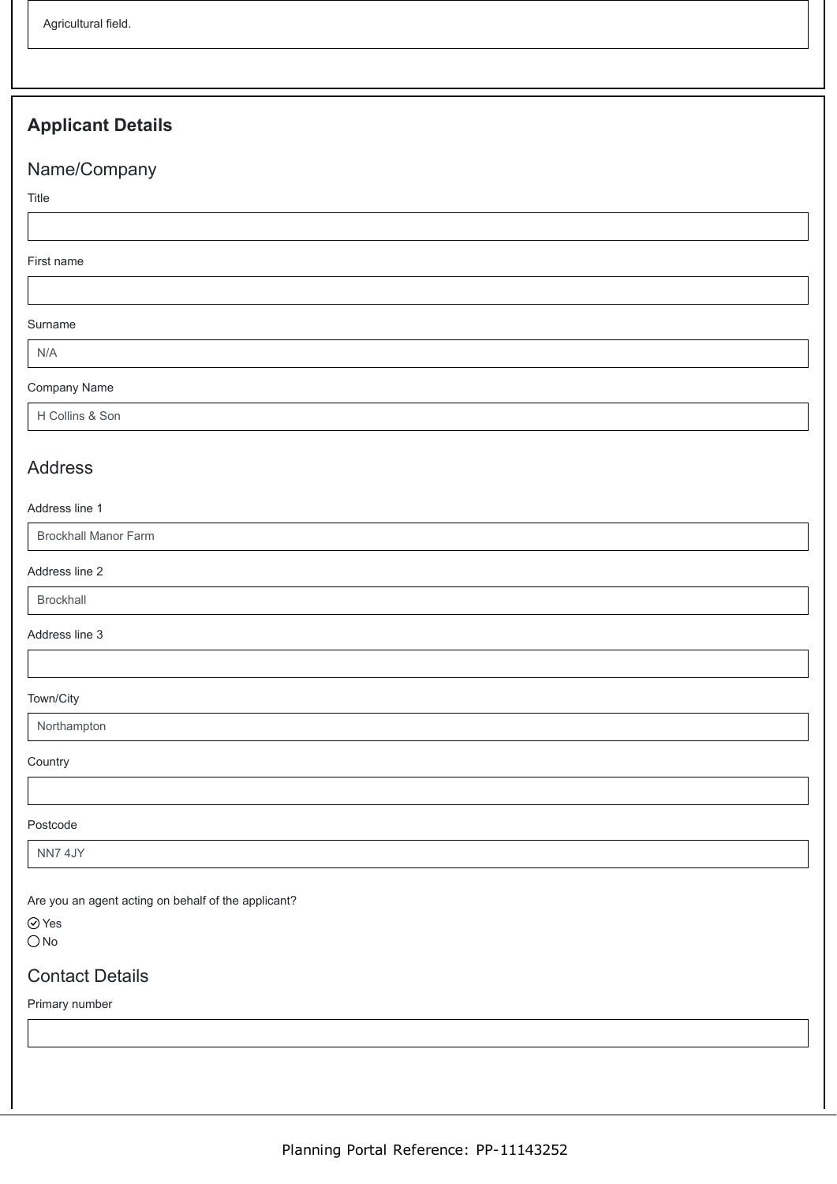Agricultural field.

## Applicant Details

### Name/Company

Title

First name

Surname

N/A

Company Name

H Collins & Son

### Address

Address line 1

Brockhall Manor Farm

Address line 2

Brockhall

Address line 3

Town/City

Northampton

Country

Postcode

NN7 4JY

Are you an agent acting on behalf of the applicant?

- ☑ Yes
- ◯ No

### Contact Details

Primary number

Planning Portal Reference: PP-11143252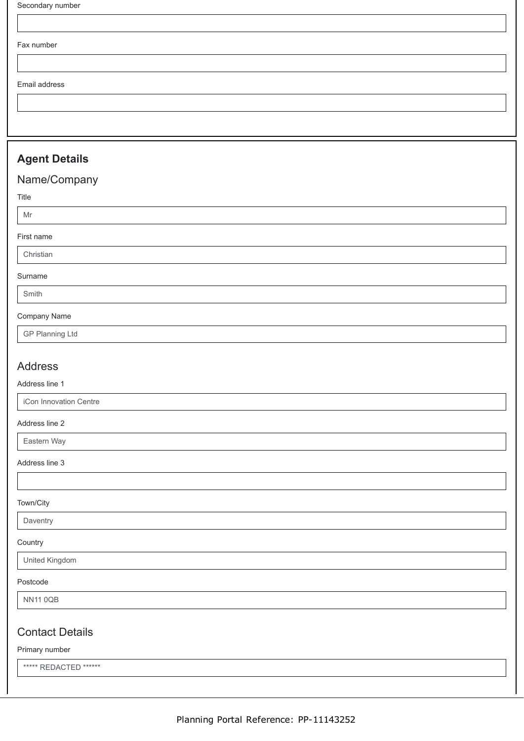Secondary number

Fax number

Email address

## Agent Details

### Name/Company

Title

Mr

First name

Christian

Surname

Smith

Company Name

GP Planning Ltd

### Address

Address line 1

iCon Innovation Centre

Address line 2

Eastern Way

Address line 3

Town/City

Daventry

Country

United Kingdom

Postcode

NN11 0QB

### Contact Details

Primary number

***** REDACTED ******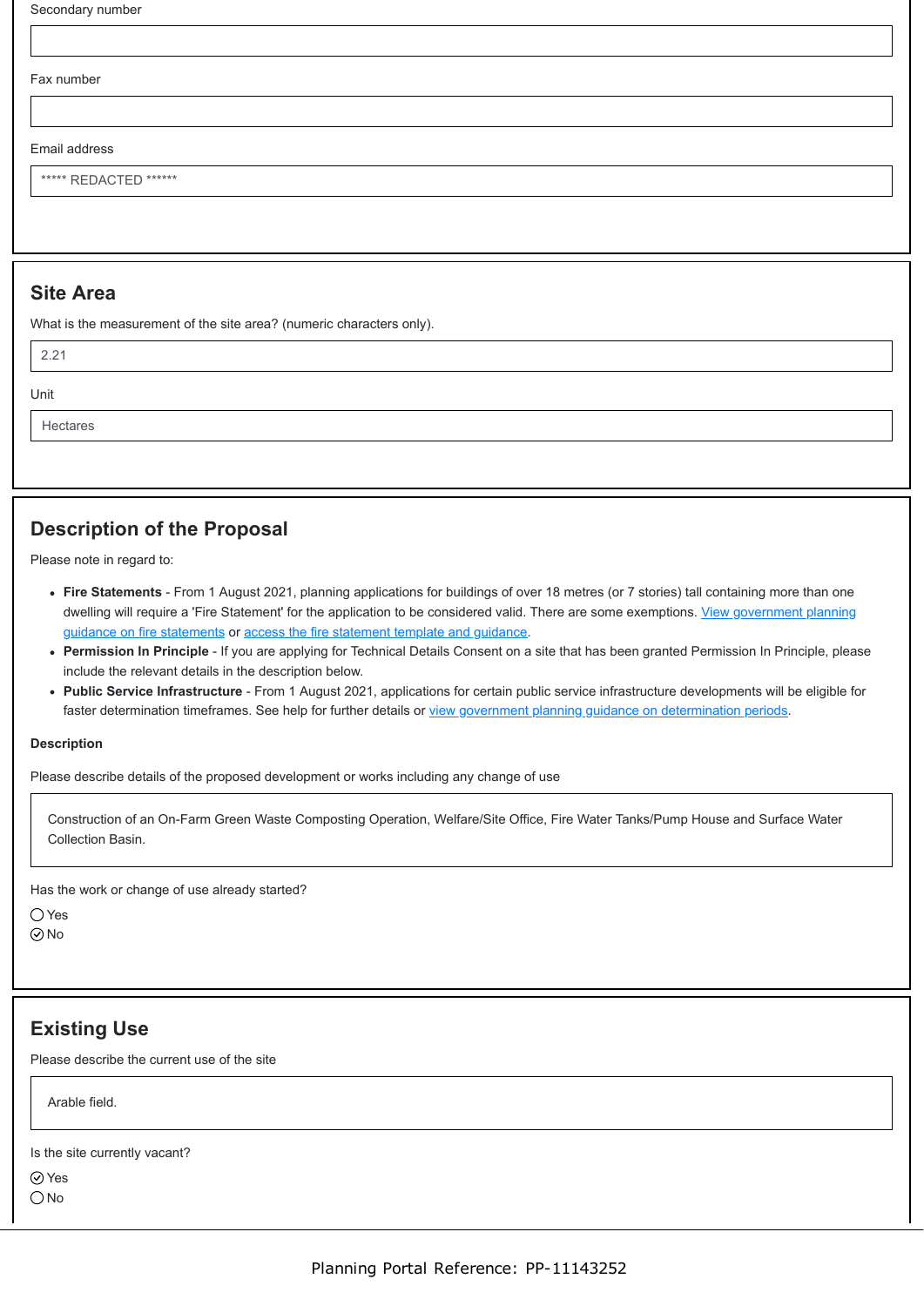Secondary number

Fax number

Email address

***** REDACTED ******

## Site Area

What is the measurement of the site area? (numeric characters only).

2.21

Unit

Hectares

## Description of the Proposal

Please note in regard to:

- **Fire Statements** - From 1 August 2021, planning applications for buildings of over 18 metres (or 7 stories) tall containing more than one dwelling will require a 'Fire Statement' for the application to be considered valid. There are some exemptions. [View government planning guidance on fire statements] or [access the fire statement template and guidance].
- **Permission In Principle** - If you are applying for Technical Details Consent on a site that has been granted Permission In Principle, please include the relevant details in the description below.
- **Public Service Infrastructure** - From 1 August 2021, applications for certain public service infrastructure developments will be eligible for faster determination timeframes. See help for further details or [view government planning guidance on determination periods].

**Description**

Please describe details of the proposed development or works including any change of use

Construction of an On-Farm Green Waste Composting Operation, Welfare/Site Office, Fire Water Tanks/Pump House and Surface Water Collection Basin.

Has the work or change of use already started?

○ Yes
⊗ No

## Existing Use

Please describe the current use of the site

Arable field.

Is the site currently vacant?

⊗ Yes
○ No

Planning Portal Reference: PP-11143252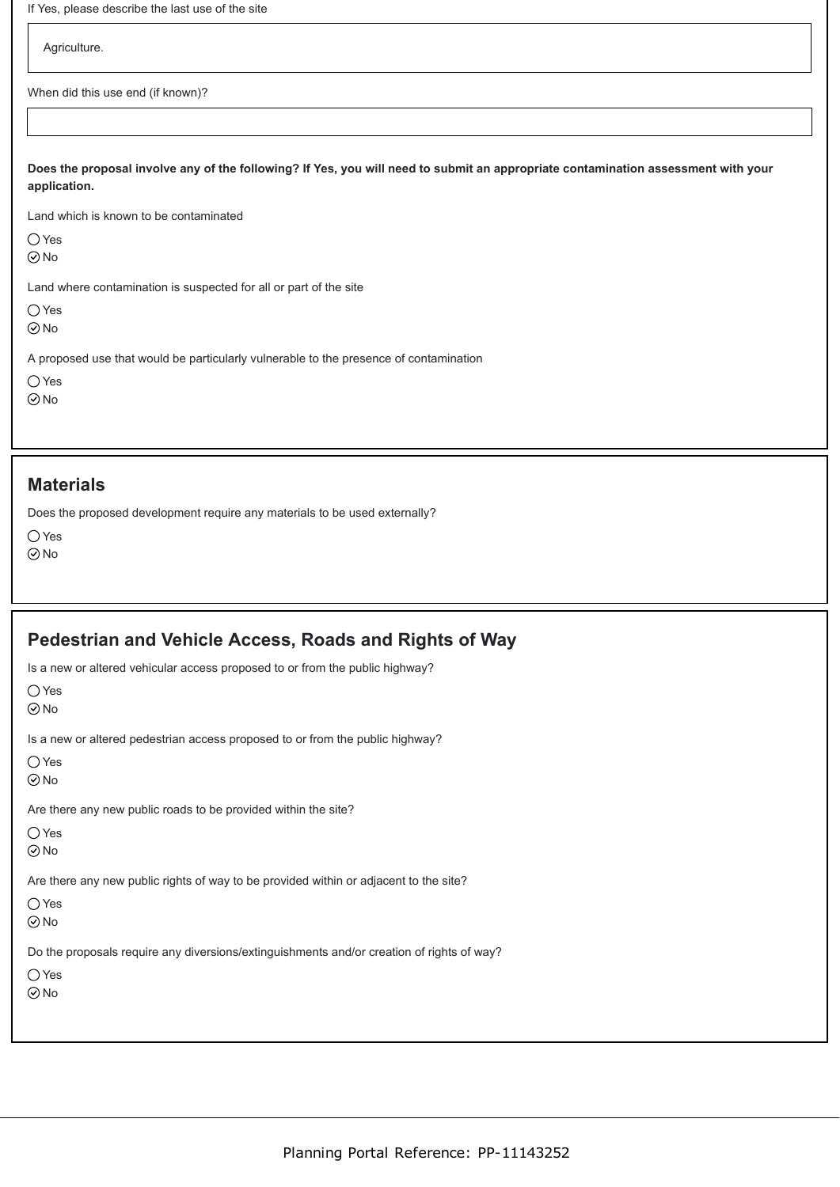If Yes, please describe the last use of the site

Agriculture.

When did this use end (if known)?

**Does the proposal involve any of the following? If Yes, you will need to submit an appropriate contamination assessment with your application.**

Land which is known to be contaminated

◯ Yes
⊘ No

Land where contamination is suspected for all or part of the site

◯ Yes
⊘ No

A proposed use that would be particularly vulnerable to the presence of contamination

◯ Yes
⊘ No

## Materials

Does the proposed development require any materials to be used externally?

◯ Yes
⊘ No

## Pedestrian and Vehicle Access, Roads and Rights of Way

Is a new or altered vehicular access proposed to or from the public highway?

◯ Yes
⊘ No

Is a new or altered pedestrian access proposed to or from the public highway?

◯ Yes
⊘ No

Are there any new public roads to be provided within the site?

◯ Yes
⊘ No

Are there any new public rights of way to be provided within or adjacent to the site?

◯ Yes
⊘ No

Do the proposals require any diversions/extinguishments and/or creation of rights of way?

◯ Yes
⊘ No

Planning Portal Reference: PP-11143252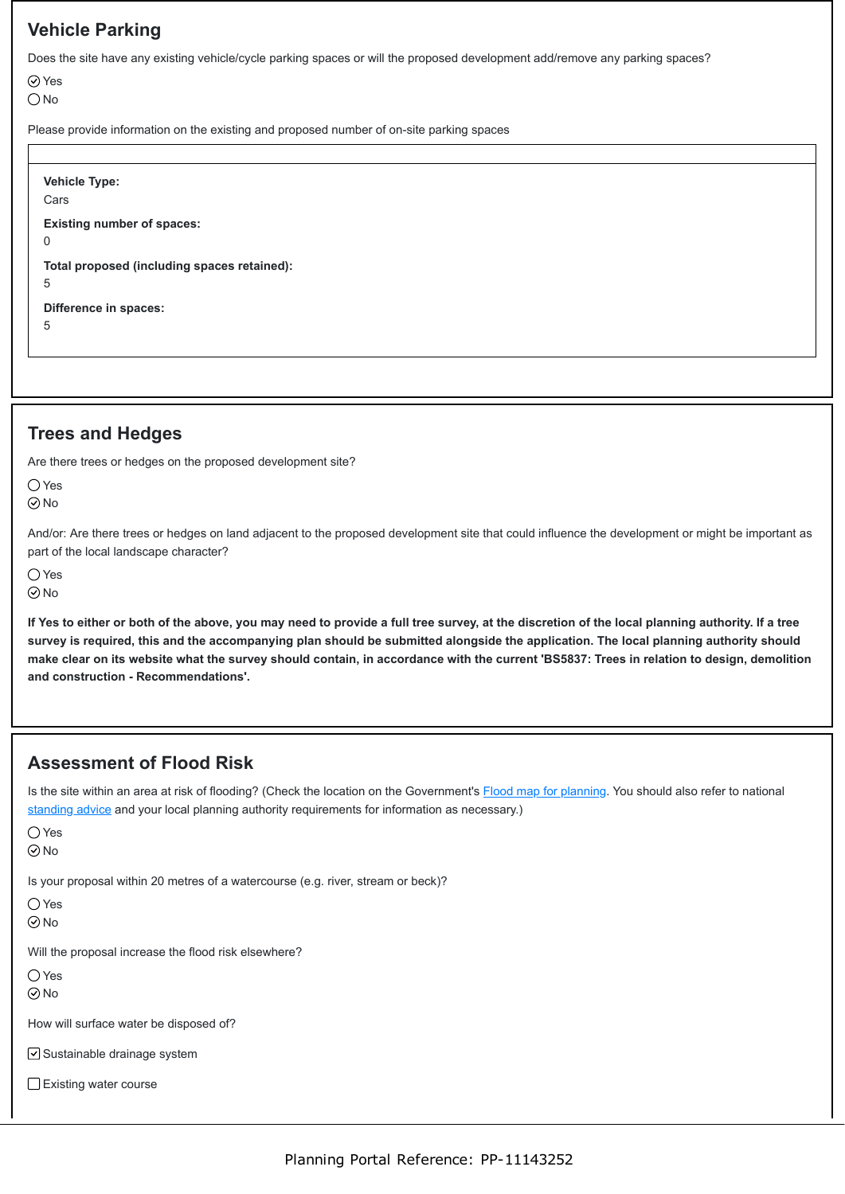## Vehicle Parking

Does the site have any existing vehicle/cycle parking spaces or will the proposed development add/remove any parking spaces?

- [x] Yes
- [ ] No

Please provide information on the existing and proposed number of on-site parking spaces

**Vehicle Type:**
Cars

**Existing number of spaces:**
0

**Total proposed (including spaces retained):**
5

**Difference in spaces:**
5

## Trees and Hedges

Are there trees or hedges on the proposed development site?

- [ ] Yes
- [x] No

And/or: Are there trees or hedges on land adjacent to the proposed development site that could influence the development or might be important as part of the local landscape character?

- [ ] Yes
- [x] No

**If Yes to either or both of the above, you may need to provide a full tree survey, at the discretion of the local planning authority. If a tree survey is required, this and the accompanying plan should be submitted alongside the application. The local planning authority should make clear on its website what the survey should contain, in accordance with the current 'BS5837: Trees in relation to design, demolition and construction - Recommendations'.**

## Assessment of Flood Risk

Is the site within an area at risk of flooding? (Check the location on the Government's Flood map for planning. You should also refer to national standing advice and your local planning authority requirements for information as necessary.)

- [ ] Yes
- [x] No

Is your proposal within 20 metres of a watercourse (e.g. river, stream or beck)?

- [ ] Yes
- [x] No

Will the proposal increase the flood risk elsewhere?

- [ ] Yes
- [x] No

How will surface water be disposed of?

- [x] Sustainable drainage system
- [ ] Existing water course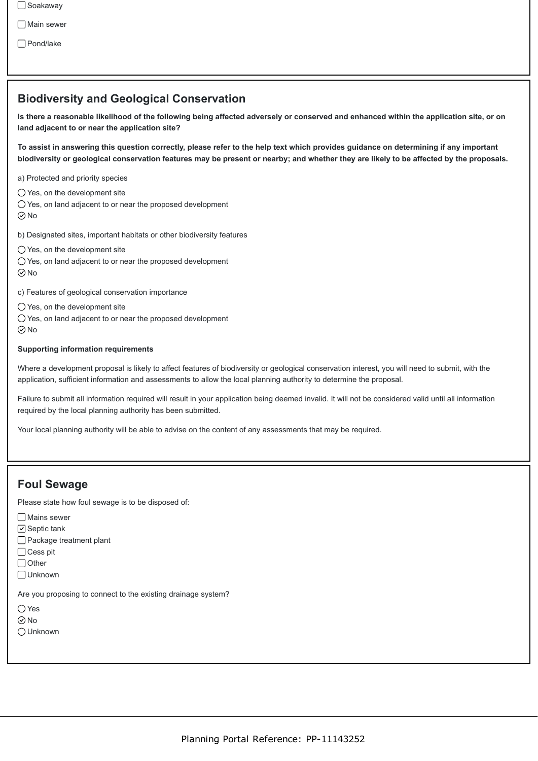- [ ] Soakaway
- [ ] Main sewer
- [ ] Pond/lake

## Biodiversity and Geological Conservation

**Is there a reasonable likelihood of the following being affected adversely or conserved and enhanced within the application site, or on land adjacent to or near the application site?**

**To assist in answering this question correctly, please refer to the help text which provides guidance on determining if any important biodiversity or geological conservation features may be present or nearby; and whether they are likely to be affected by the proposals.**

a) Protected and priority species

- ◯ Yes, on the development site
- ◯ Yes, on land adjacent to or near the proposed development
- ◉ No

b) Designated sites, important habitats or other biodiversity features

- ◯ Yes, on the development site
- ◯ Yes, on land adjacent to or near the proposed development
- ◉ No

c) Features of geological conservation importance

- ◯ Yes, on the development site
- ◯ Yes, on land adjacent to or near the proposed development
- ◉ No

**Supporting information requirements**

Where a development proposal is likely to affect features of biodiversity or geological conservation interest, you will need to submit, with the application, sufficient information and assessments to allow the local planning authority to determine the proposal.

Failure to submit all information required will result in your application being deemed invalid. It will not be considered valid until all information required by the local planning authority has been submitted.

Your local planning authority will be able to advise on the content of any assessments that may be required.

## Foul Sewage

Please state how foul sewage is to be disposed of:

- [ ] Mains sewer
- [x] Septic tank
- [ ] Package treatment plant
- [ ] Cess pit
- [ ] Other
- [ ] Unknown

Are you proposing to connect to the existing drainage system?

- ◯ Yes
- ◉ No
- ◯ Unknown

Planning Portal Reference: PP-11143252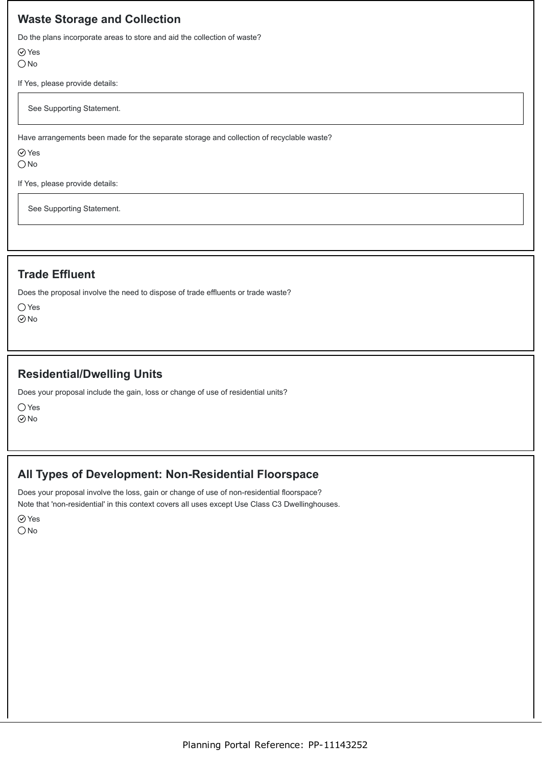## Waste Storage and Collection

Do the plans incorporate areas to store and aid the collection of waste?

- [x] Yes
- [ ] No

If Yes, please provide details:

See Supporting Statement.

Have arrangements been made for the separate storage and collection of recyclable waste?

- [x] Yes
- [ ] No

If Yes, please provide details:

See Supporting Statement.

## Trade Effluent

Does the proposal involve the need to dispose of trade effluents or trade waste?

- [ ] Yes
- [x] No

## Residential/Dwelling Units

Does your proposal include the gain, loss or change of use of residential units?

- [ ] Yes
- [x] No

## All Types of Development: Non-Residential Floorspace

Does your proposal involve the loss, gain or change of use of non-residential floorspace?
Note that 'non-residential' in this context covers all uses except Use Class C3 Dwellinghouses.

- [x] Yes
- [ ] No

Planning Portal Reference: PP-11143252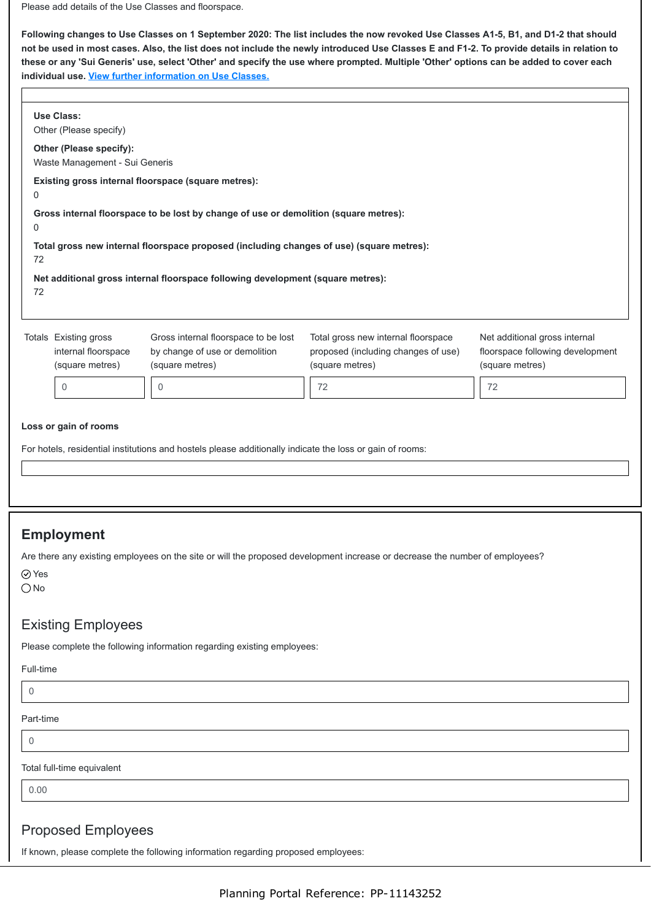Please add details of the Use Classes and floorspace.

**Following changes to Use Classes on 1 September 2020: The list includes the now revoked Use Classes A1-5, B1, and D1-2 that should not be used in most cases. Also, the list does not include the newly introduced Use Classes E and F1-2. To provide details in relation to these or any 'Sui Generis' use, select 'Other' and specify the use where prompted. Multiple 'Other' options can be added to cover each individual use.** [View further information on Use Classes.]

**Use Class:**
Other (Please specify)

**Other (Please specify):**
Waste Management - Sui Generis

**Existing gross internal floorspace (square metres):**
0

**Gross internal floorspace to be lost by change of use or demolition (square metres):**
0

**Total gross new internal floorspace proposed (including changes of use) (square metres):**
72

**Net additional gross internal floorspace following development (square metres):**
72

| Totals | Existing gross internal floorspace (square metres) | Gross internal floorspace to be lost by change of use or demolition (square metres) | Total gross new internal floorspace proposed (including changes of use) (square metres) | Net additional gross internal floorspace following development (square metres) |
|---|---|---|---|---|
| | 0 | 0 | 72 | 72 |

**Loss or gain of rooms**

For hotels, residential institutions and hostels please additionally indicate the loss or gain of rooms:

## Employment

Are there any existing employees on the site or will the proposed development increase or decrease the number of employees?

- [x] Yes
- [ ] No

### Existing Employees

Please complete the following information regarding existing employees:

Full-time

0

Part-time

0

Total full-time equivalent

0.00

### Proposed Employees

If known, please complete the following information regarding proposed employees:

Planning Portal Reference: PP-11143252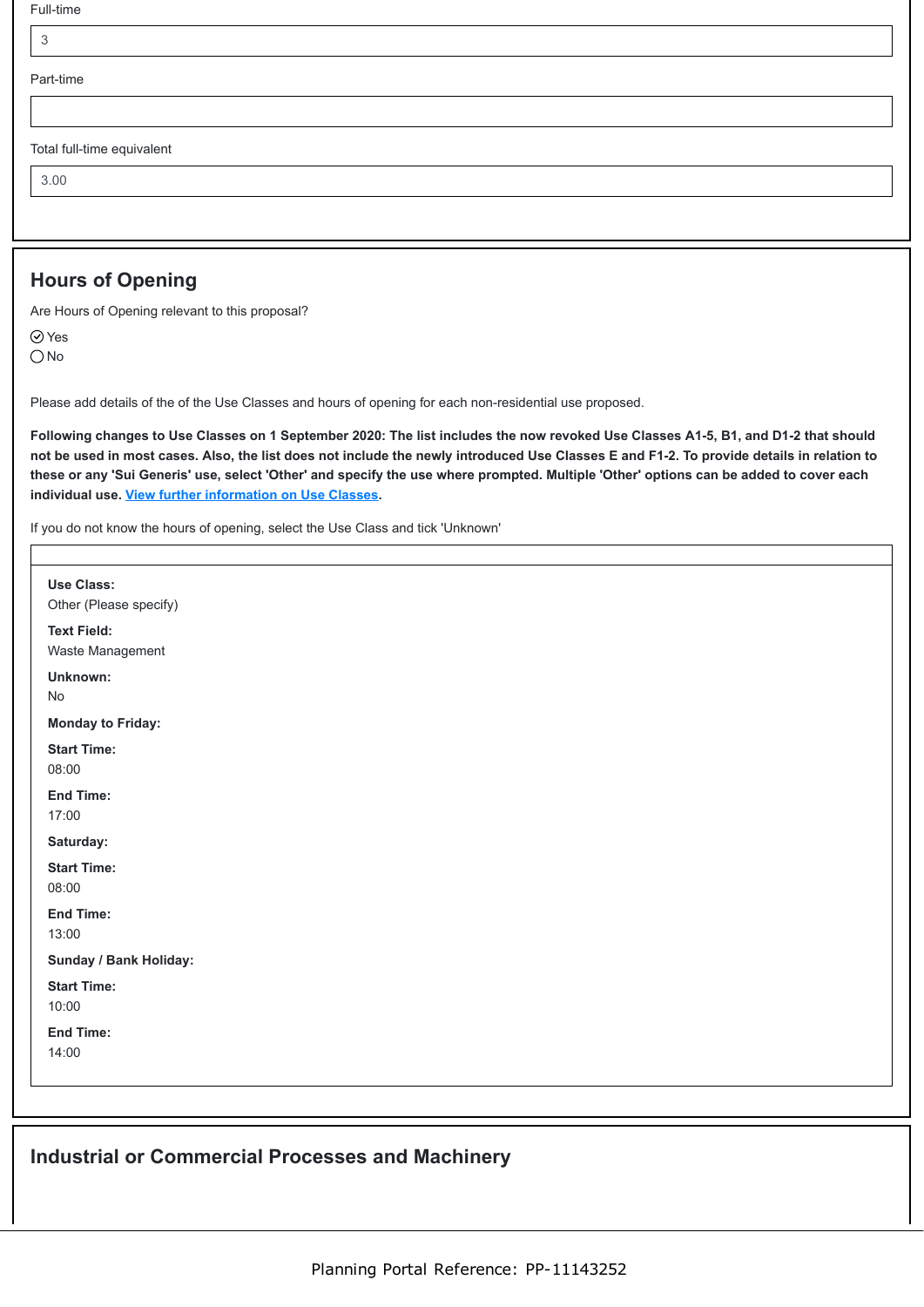Full-time

3

Part-time

Total full-time equivalent

3.00

## Hours of Opening

Are Hours of Opening relevant to this proposal?

- ☑ Yes
- ☐ No

Please add details of the of the Use Classes and hours of opening for each non-residential use proposed.

**Following changes to Use Classes on 1 September 2020: The list includes the now revoked Use Classes A1-5, B1, and D1-2 that should not be used in most cases. Also, the list does not include the newly introduced Use Classes E and F1-2. To provide details in relation to these or any 'Sui Generis' use, select 'Other' and specify the use where prompted. Multiple 'Other' options can be added to cover each individual use. View further information on Use Classes.**

If you do not know the hours of opening, select the Use Class and tick 'Unknown'

**Use Class:**
Other (Please specify)

**Text Field:**
Waste Management

**Unknown:**
No

**Monday to Friday:**

**Start Time:**
08:00

**End Time:**
17:00

**Saturday:**

**Start Time:**
08:00

**End Time:**
13:00

**Sunday / Bank Holiday:**

**Start Time:**
10:00

**End Time:**
14:00

## Industrial or Commercial Processes and Machinery

Planning Portal Reference: PP-11143252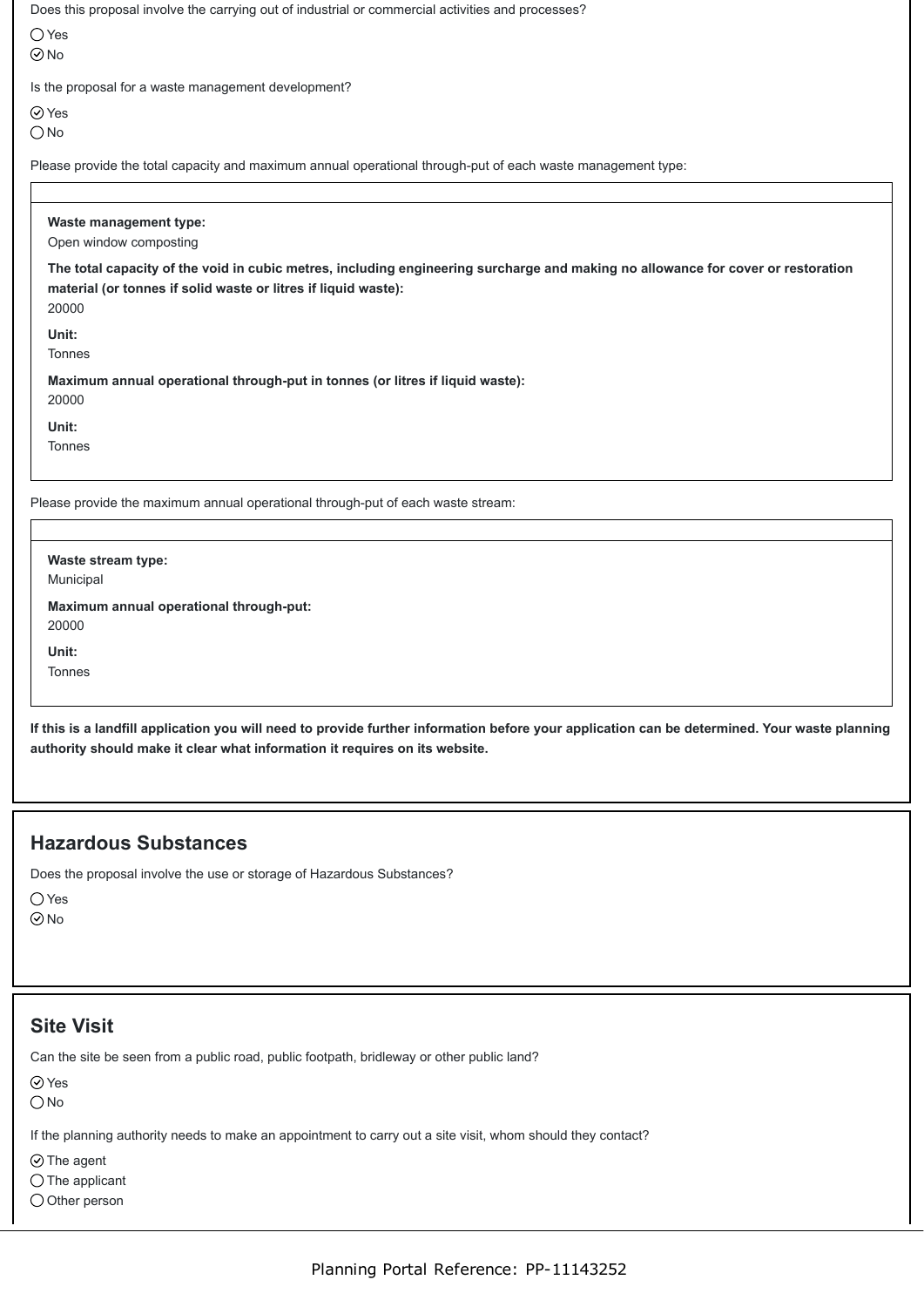Does this proposal involve the carrying out of industrial or commercial activities and processes?

◯ Yes
◉ No

Is the proposal for a waste management development?

◉ Yes
◯ No

Please provide the total capacity and maximum annual operational through-put of each waste management type:

**Waste management type:**
Open window composting

**The total capacity of the void in cubic metres, including engineering surcharge and making no allowance for cover or restoration material (or tonnes if solid waste or litres if liquid waste):**
20000

**Unit:**
Tonnes

**Maximum annual operational through-put in tonnes (or litres if liquid waste):**
20000

**Unit:**
Tonnes

Please provide the maximum annual operational through-put of each waste stream:

**Waste stream type:**
Municipal

**Maximum annual operational through-put:**
20000

**Unit:**
Tonnes

**If this is a landfill application you will need to provide further information before your application can be determined. Your waste planning authority should make it clear what information it requires on its website.**

## Hazardous Substances

Does the proposal involve the use or storage of Hazardous Substances?

◯ Yes
◉ No

## Site Visit

Can the site be seen from a public road, public footpath, bridleway or other public land?

◉ Yes
◯ No

If the planning authority needs to make an appointment to carry out a site visit, whom should they contact?

◉ The agent
◯ The applicant
◯ Other person

Planning Portal Reference: PP-11143252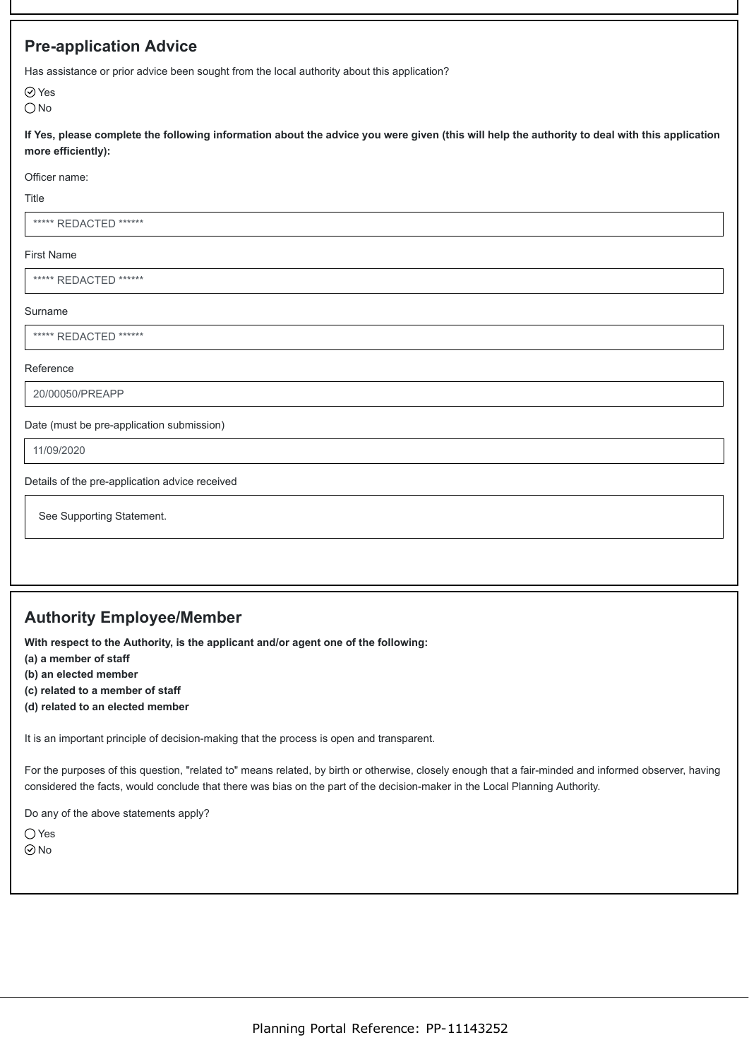## Pre-application Advice

Has assistance or prior advice been sought from the local authority about this application?

- [x] Yes
- [ ] No

**If Yes, please complete the following information about the advice you were given (this will help the authority to deal with this application more efficiently):**

Officer name:

Title

***** REDACTED ******

First Name

***** REDACTED ******

Surname

***** REDACTED ******

Reference

20/00050/PREAPP

Date (must be pre-application submission)

11/09/2020

Details of the pre-application advice received

See Supporting Statement.

## Authority Employee/Member

**With respect to the Authority, is the applicant and/or agent one of the following:**
**(a) a member of staff**
**(b) an elected member**
**(c) related to a member of staff**
**(d) related to an elected member**

It is an important principle of decision-making that the process is open and transparent.

For the purposes of this question, "related to" means related, by birth or otherwise, closely enough that a fair-minded and informed observer, having considered the facts, would conclude that there was bias on the part of the decision-maker in the Local Planning Authority.

Do any of the above statements apply?

- [ ] Yes
- [x] No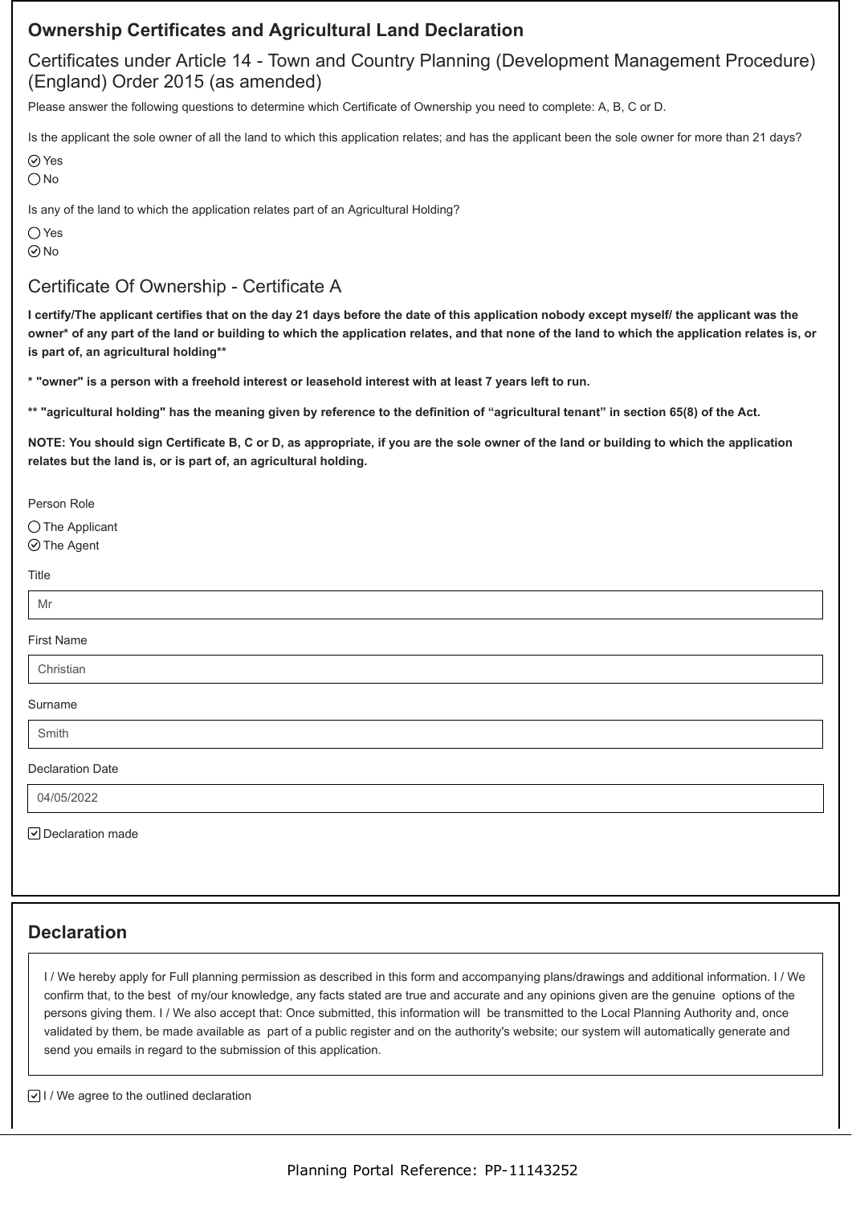## Ownership Certificates and Agricultural Land Declaration

### Certificates under Article 14 - Town and Country Planning (Development Management Procedure) (England) Order 2015 (as amended)

Please answer the following questions to determine which Certificate of Ownership you need to complete: A, B, C or D.

Is the applicant the sole owner of all the land to which this application relates; and has the applicant been the sole owner for more than 21 days?

- ☑ Yes
- ☐ No

Is any of the land to which the application relates part of an Agricultural Holding?

- ☐ Yes
- ☑ No

### Certificate Of Ownership - Certificate A

**I certify/The applicant certifies that on the day 21 days before the date of this application nobody except myself/ the applicant was the owner* of any part of the land or building to which the application relates, and that none of the land to which the application relates is, or is part of, an agricultural holding****

*** "owner" is a person with a freehold interest or leasehold interest with at least 7 years left to run.**

**** "agricultural holding" has the meaning given by reference to the definition of "agricultural tenant" in section 65(8) of the Act.**

**NOTE: You should sign Certificate B, C or D, as appropriate, if you are the sole owner of the land or building to which the application relates but the land is, or is part of, an agricultural holding.**

Person Role

- ☐ The Applicant
- ☑ The Agent

Title

Mr

First Name

Christian

Surname

Smith

Declaration Date

04/05/2022

☑ Declaration made

## Declaration

I / We hereby apply for Full planning permission as described in this form and accompanying plans/drawings and additional information. I / We confirm that, to the best of my/our knowledge, any facts stated are true and accurate and any opinions given are the genuine options of the persons giving them. I / We also accept that: Once submitted, this information will be transmitted to the Local Planning Authority and, once validated by them, be made available as part of a public register and on the authority's website; our system will automatically generate and send you emails in regard to the submission of this application.

☑ I / We agree to the outlined declaration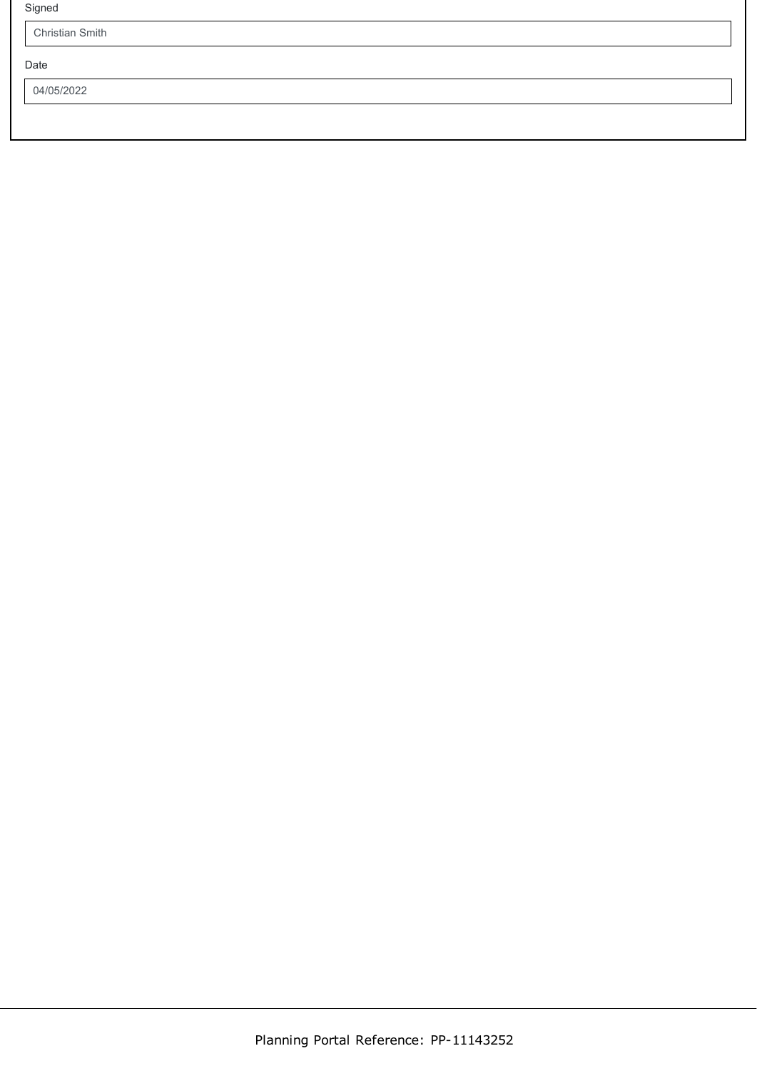Signed

Christian Smith

Date

04/05/2022

Planning Portal Reference: PP-11143252